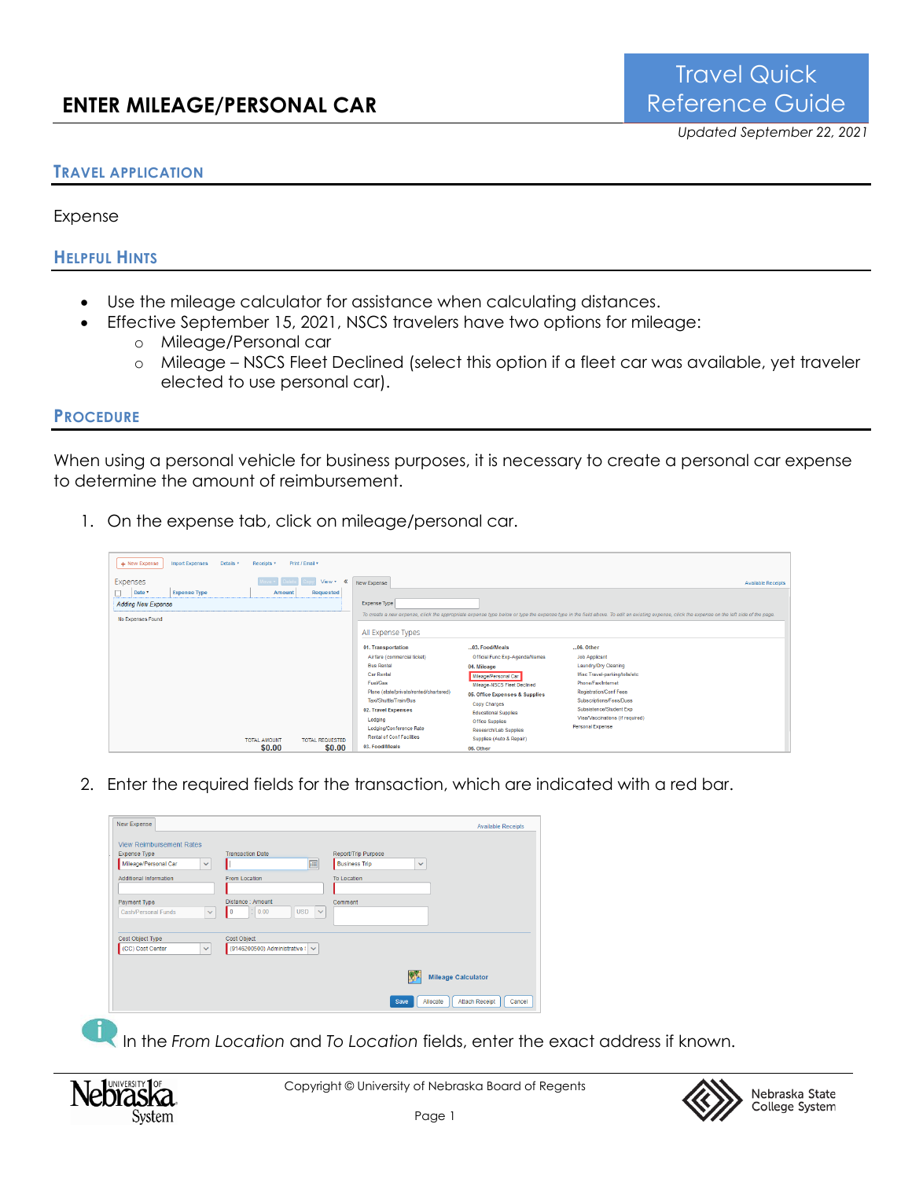# ENTER MILEAGE/PERSONAL CAR

Travel Quick Reference Guide

*Updated September 22, 2021*

## TRAVEL APPLICATION

Expense

## HELPFUL HINTS

- Use the mileage calculator for assistance when calculating distances.
- Effective September 15, 2021, NSCS travelers have two options for mileage:
  - Mileage/Personal car
  - Mileage – NSCS Fleet Declined (select this option if a fleet car was available, yet traveler elected to use personal car).

## PROCEDURE

When using a personal vehicle for business purposes, it is necessary to create a personal car expense to determine the amount of reimbursement.

1. On the expense tab, click on mileage/personal car.

2. Enter the required fields for the transaction, which are indicated with a red bar.

In the *From Location* and *To Location* fields, enter the exact address if known.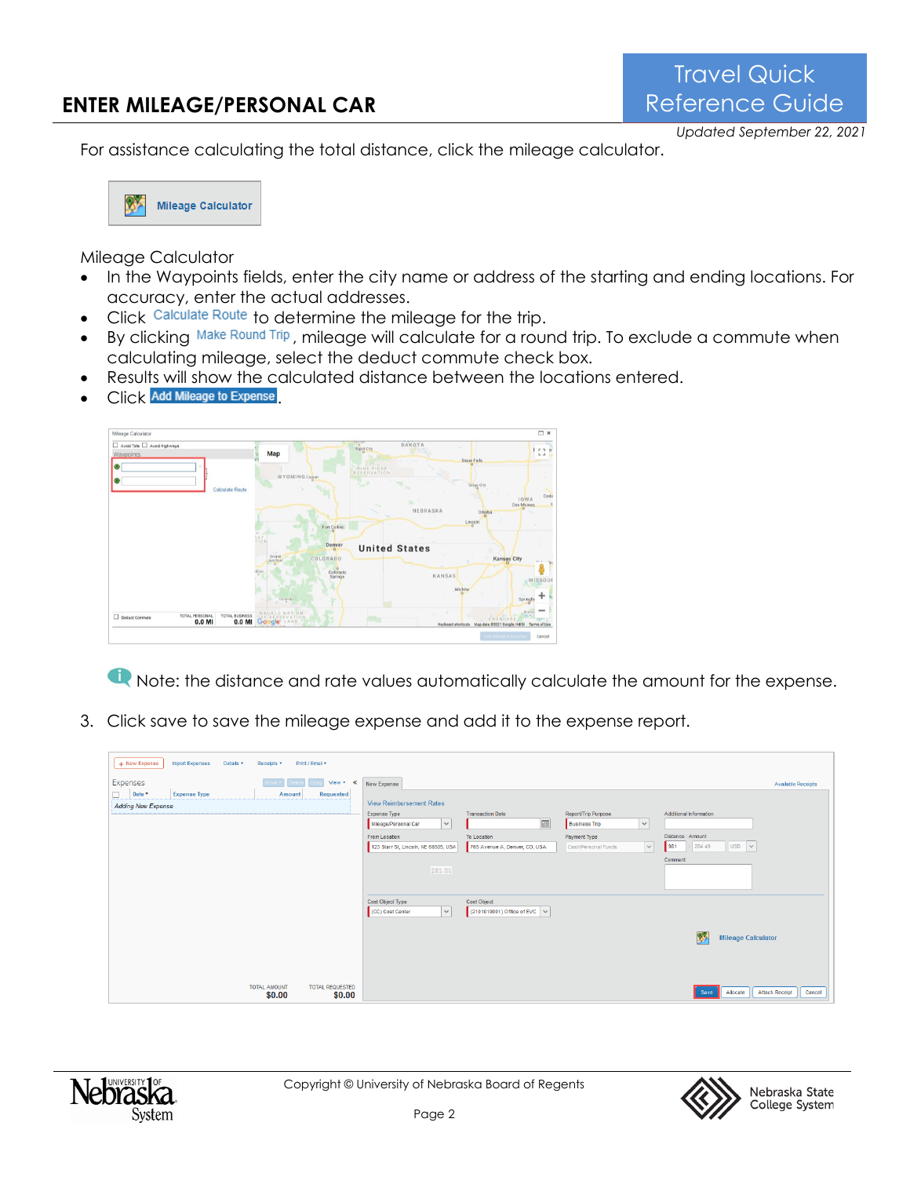## ENTER MILEAGE/PERSONAL CAR

For assistance calculating the total distance, click the mileage calculator.

Mileage Calculator

- In the Waypoints fields, enter the city name or address of the starting and ending locations. For accuracy, enter the actual addresses.
- Click Calculate Route to determine the mileage for the trip.
- By clicking Make Round Trip, mileage will calculate for a round trip. To exclude a commute when calculating mileage, select the deduct commute check box.
- Results will show the calculated distance between the locations entered.
- Click Add Mileage to Expense.

Note: the distance and rate values automatically calculate the amount for the expense.

3. Click save to save the mileage expense and add it to the expense report.